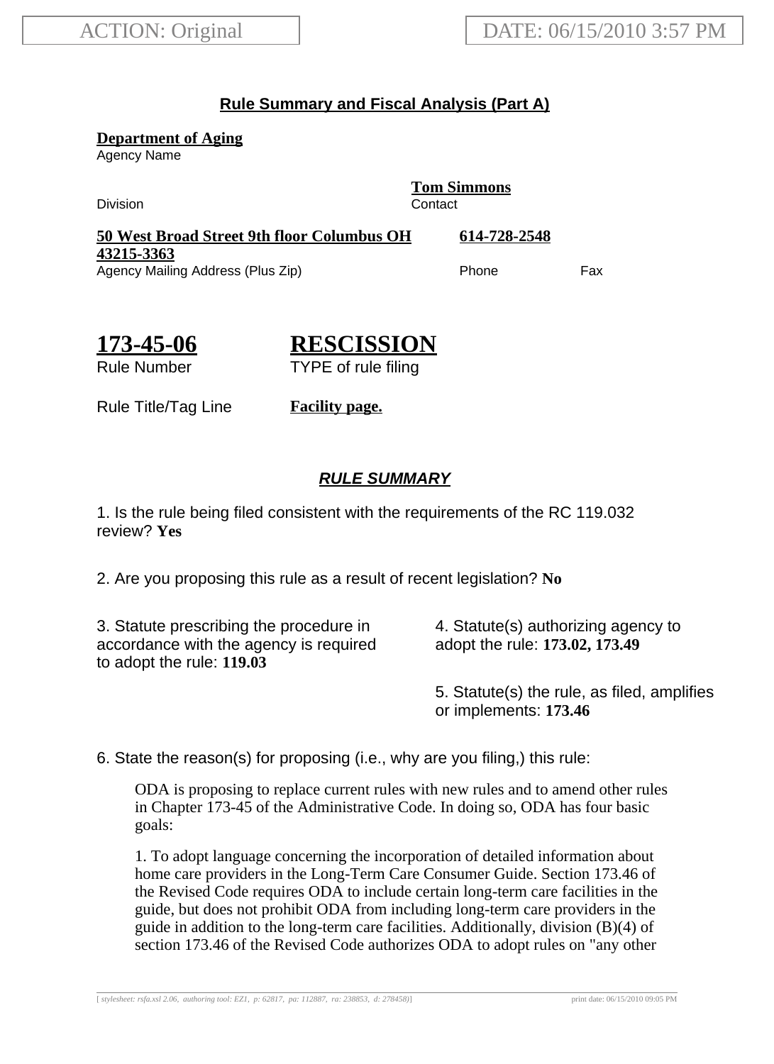ACTION: Original

DATE: 06/15/2010 3:57 PM

## Rule Summary and Fiscal Analysis (Part A)

**Department of Aging**
Agency Name

Division

**Tom Simmons**
Contact

**50 West Broad Street 9th floor Columbus OH 43215-3363**
Agency Mailing Address (Plus Zip)

**614-728-2548**
Phone

Fax

# 173-45-06

Rule Number

# RESCISSION

TYPE of rule filing

Rule Title/Tag Line **Facility page.**

### *RULE SUMMARY*

1. Is the rule being filed consistent with the requirements of the RC 119.032 review? **Yes**

2. Are you proposing this rule as a result of recent legislation? **No**

3. Statute prescribing the procedure in accordance with the agency is required to adopt the rule: **119.03**

4. Statute(s) authorizing agency to adopt the rule: **173.02, 173.49**

5. Statute(s) the rule, as filed, amplifies or implements: **173.46**

6. State the reason(s) for proposing (i.e., why are you filing,) this rule:

ODA is proposing to replace current rules with new rules and to amend other rules in Chapter 173-45 of the Administrative Code. In doing so, ODA has four basic goals:

1. To adopt language concerning the incorporation of detailed information about home care providers in the Long-Term Care Consumer Guide. Section 173.46 of the Revised Code requires ODA to include certain long-term care facilities in the guide, but does not prohibit ODA from including long-term care providers in the guide in addition to the long-term care facilities. Additionally, division (B)(4) of section 173.46 of the Revised Code authorizes ODA to adopt rules on "any other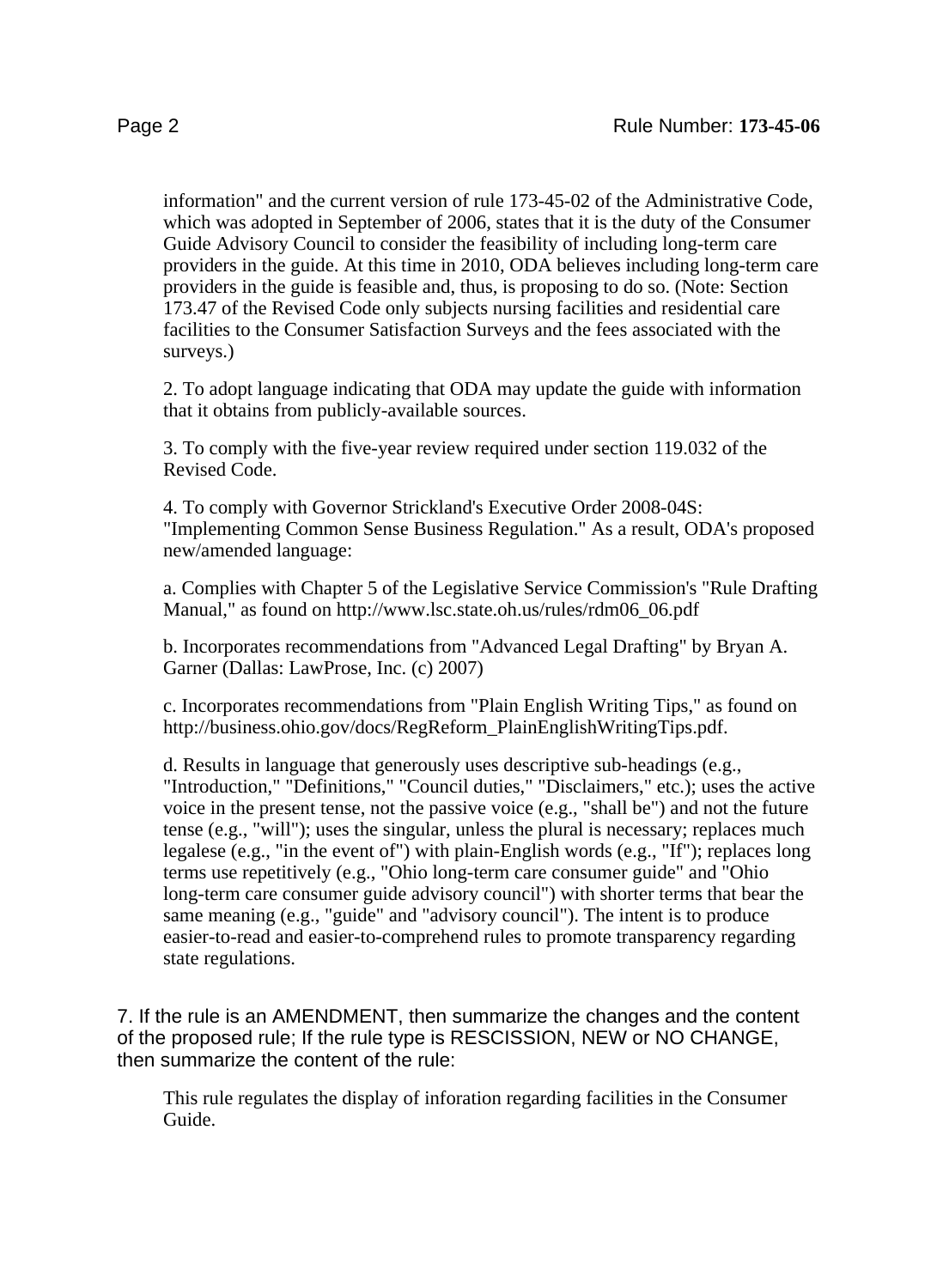information" and the current version of rule 173-45-02 of the Administrative Code, which was adopted in September of 2006, states that it is the duty of the Consumer Guide Advisory Council to consider the feasibility of including long-term care providers in the guide. At this time in 2010, ODA believes including long-term care providers in the guide is feasible and, thus, is proposing to do so. (Note: Section 173.47 of the Revised Code only subjects nursing facilities and residential care facilities to the Consumer Satisfaction Surveys and the fees associated with the surveys.)

2. To adopt language indicating that ODA may update the guide with information that it obtains from publicly-available sources.

3. To comply with the five-year review required under section 119.032 of the Revised Code.

4. To comply with Governor Strickland's Executive Order 2008-04S: "Implementing Common Sense Business Regulation." As a result, ODA's proposed new/amended language:

a. Complies with Chapter 5 of the Legislative Service Commission's "Rule Drafting Manual," as found on http://www.lsc.state.oh.us/rules/rdm06_06.pdf

b. Incorporates recommendations from "Advanced Legal Drafting" by Bryan A. Garner (Dallas: LawProse, Inc. (c) 2007)

c. Incorporates recommendations from "Plain English Writing Tips," as found on http://business.ohio.gov/docs/RegReform_PlainEnglishWritingTips.pdf.

d. Results in language that generously uses descriptive sub-headings (e.g., "Introduction," "Definitions," "Council duties," "Disclaimers," etc.); uses the active voice in the present tense, not the passive voice (e.g., "shall be") and not the future tense (e.g., "will"); uses the singular, unless the plural is necessary; replaces much legalese (e.g., "in the event of") with plain-English words (e.g., "If"); replaces long terms use repetitively (e.g., "Ohio long-term care consumer guide" and "Ohio long-term care consumer guide advisory council") with shorter terms that bear the same meaning (e.g., "guide" and "advisory council"). The intent is to produce easier-to-read and easier-to-comprehend rules to promote transparency regarding state regulations.

7. If the rule is an AMENDMENT, then summarize the changes and the content of the proposed rule; If the rule type is RESCISSION, NEW or NO CHANGE, then summarize the content of the rule:

This rule regulates the display of inforation regarding facilities in the Consumer Guide.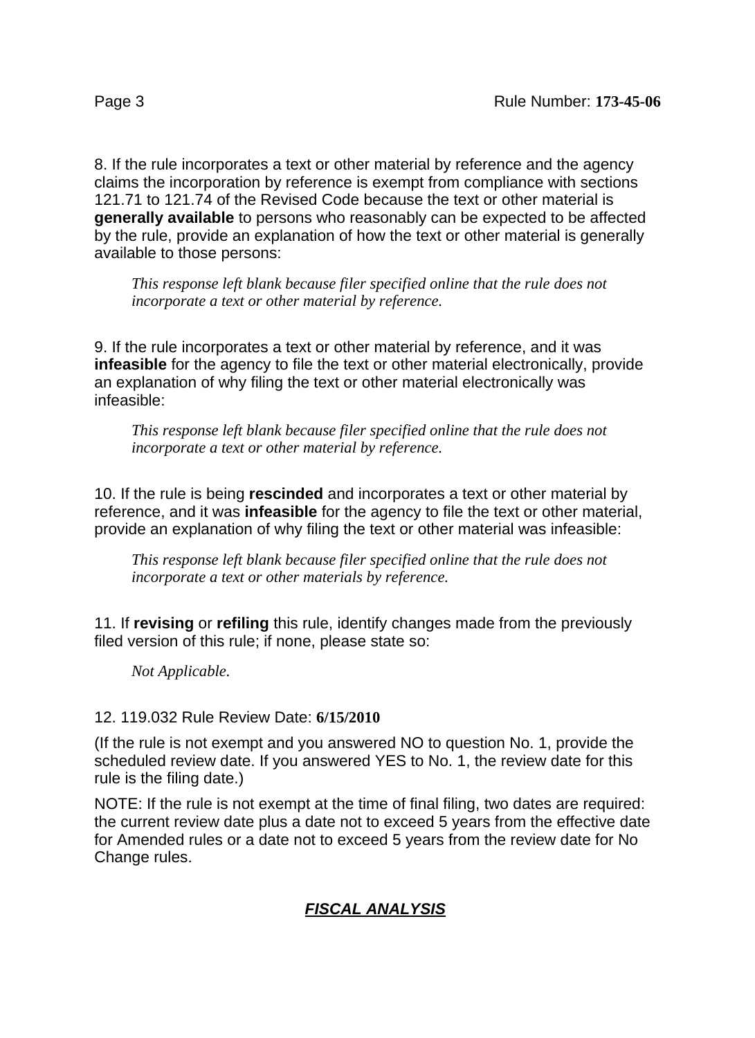8. If the rule incorporates a text or other material by reference and the agency claims the incorporation by reference is exempt from compliance with sections 121.71 to 121.74 of the Revised Code because the text or other material is **generally available** to persons who reasonably can be expected to be affected by the rule, provide an explanation of how the text or other material is generally available to those persons:

> *This response left blank because filer specified online that the rule does not incorporate a text or other material by reference.*

9. If the rule incorporates a text or other material by reference, and it was **infeasible** for the agency to file the text or other material electronically, provide an explanation of why filing the text or other material electronically was infeasible:

> *This response left blank because filer specified online that the rule does not incorporate a text or other material by reference.*

10. If the rule is being **rescinded** and incorporates a text or other material by reference, and it was **infeasible** for the agency to file the text or other material, provide an explanation of why filing the text or other material was infeasible:

> *This response left blank because filer specified online that the rule does not incorporate a text or other materials by reference.*

11. If **revising** or **refiling** this rule, identify changes made from the previously filed version of this rule; if none, please state so:

> *Not Applicable.*

12. 119.032 Rule Review Date: **6/15/2010**

(If the rule is not exempt and you answered NO to question No. 1, provide the scheduled review date. If you answered YES to No. 1, the review date for this rule is the filing date.)

NOTE: If the rule is not exempt at the time of final filing, two dates are required: the current review date plus a date not to exceed 5 years from the effective date for Amended rules or a date not to exceed 5 years from the review date for No Change rules.

## ***FISCAL ANALYSIS***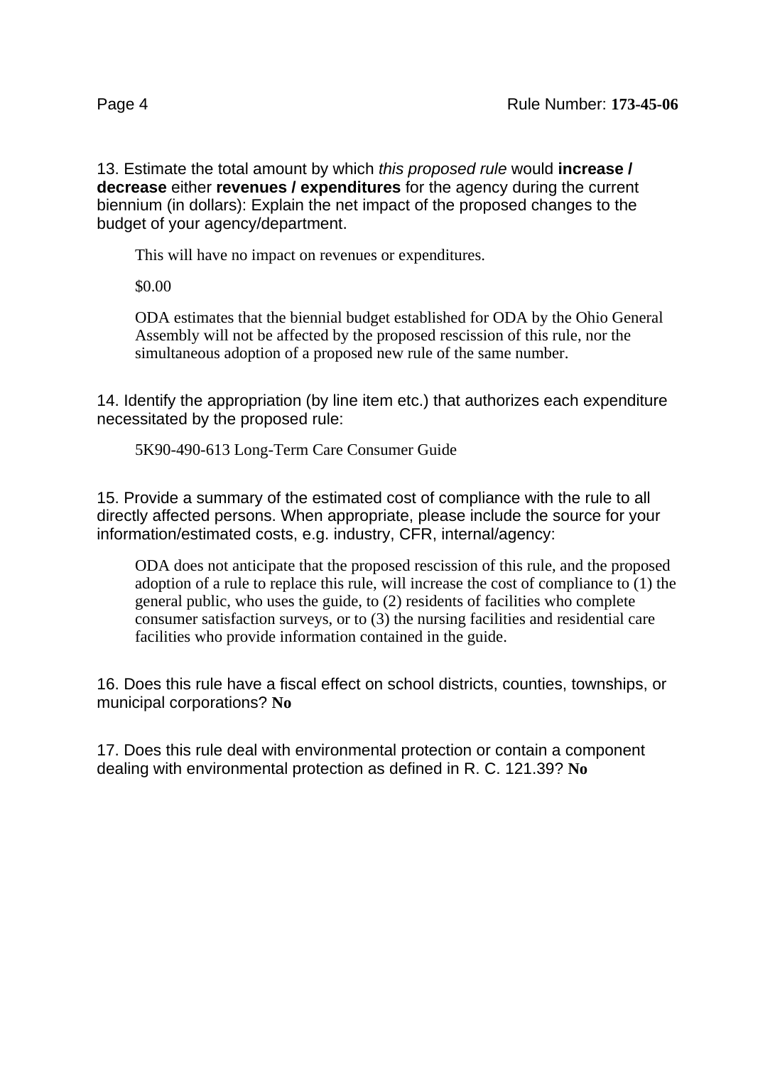13. Estimate the total amount by which *this proposed rule* would **increase / decrease** either **revenues / expenditures** for the agency during the current biennium (in dollars): Explain the net impact of the proposed changes to the budget of your agency/department.

This will have no impact on revenues or expenditures.

$0.00

ODA estimates that the biennial budget established for ODA by the Ohio General Assembly will not be affected by the proposed rescission of this rule, nor the simultaneous adoption of a proposed new rule of the same number.

14. Identify the appropriation (by line item etc.) that authorizes each expenditure necessitated by the proposed rule:

5K90-490-613 Long-Term Care Consumer Guide

15. Provide a summary of the estimated cost of compliance with the rule to all directly affected persons. When appropriate, please include the source for your information/estimated costs, e.g. industry, CFR, internal/agency:

ODA does not anticipate that the proposed rescission of this rule, and the proposed adoption of a rule to replace this rule, will increase the cost of compliance to (1) the general public, who uses the guide, to (2) residents of facilities who complete consumer satisfaction surveys, or to (3) the nursing facilities and residential care facilities who provide information contained in the guide.

16. Does this rule have a fiscal effect on school districts, counties, townships, or municipal corporations? **No**

17. Does this rule deal with environmental protection or contain a component dealing with environmental protection as defined in R. C. 121.39? **No**